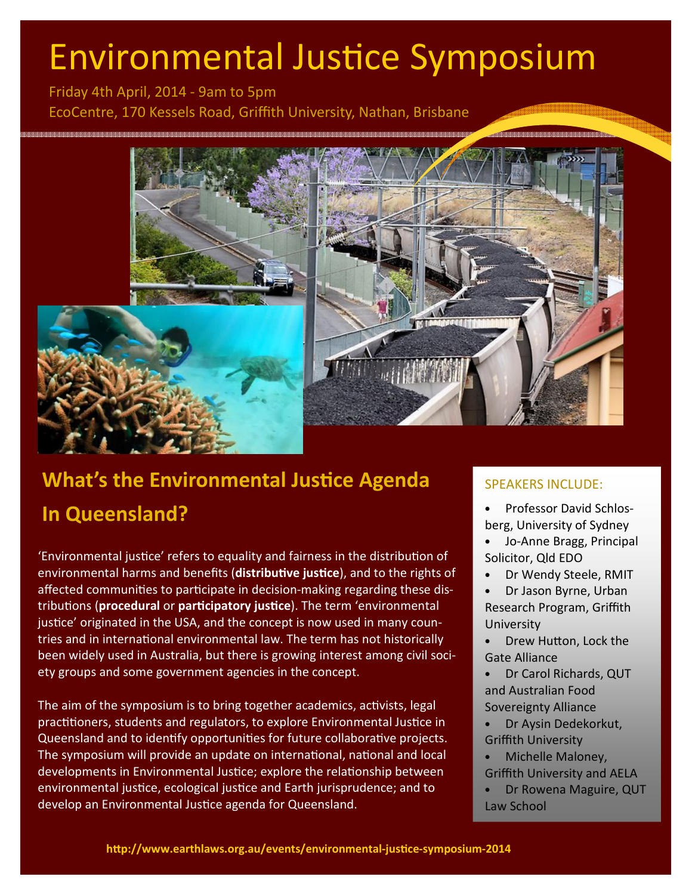# Environmental Justice Symposium

Friday 4th April, 2014 - 9am to 5pm

EcoCentre, 170 Kessels Road, Griffith University, Nathan, Brisbane

## What's the Environmental Justice Agenda In Queensland?

'Environmental justice' refers to equality and fairness in the distribution of environmental harms and benefits (**distributive justice**), and to the rights of affected communities to participate in decision-making regarding these distributions (**procedural** or **participatory justice**). The term 'environmental justice' originated in the USA, and the concept is now used in many countries and in international environmental law. The term has not historically been widely used in Australia, but there is growing interest among civil society groups and some government agencies in the concept.

The aim of the symposium is to bring together academics, activists, legal practitioners, students and regulators, to explore Environmental Justice in Queensland and to identify opportunities for future collaborative projects. The symposium will provide an update on international, national and local developments in Environmental Justice; explore the relationship between environmental justice, ecological justice and Earth jurisprudence; and to develop an Environmental Justice agenda for Queensland.

SPEAKERS INCLUDE:

- Professor David Schlosberg, University of Sydney
- Jo-Anne Bragg, Principal Solicitor, Qld EDO
- Dr Wendy Steele, RMIT
- Dr Jason Byrne, Urban Research Program, Griffith University
- Drew Hutton, Lock the Gate Alliance
- Dr Carol Richards, QUT and Australian Food Sovereignty Alliance
- Dr Aysin Dedekorkut, Griffith University
- Michelle Maloney, Griffith University and AELA
- Dr Rowena Maguire, QUT Law School

**http://www.earthlaws.org.au/events/environmental-justice-symposium-2014**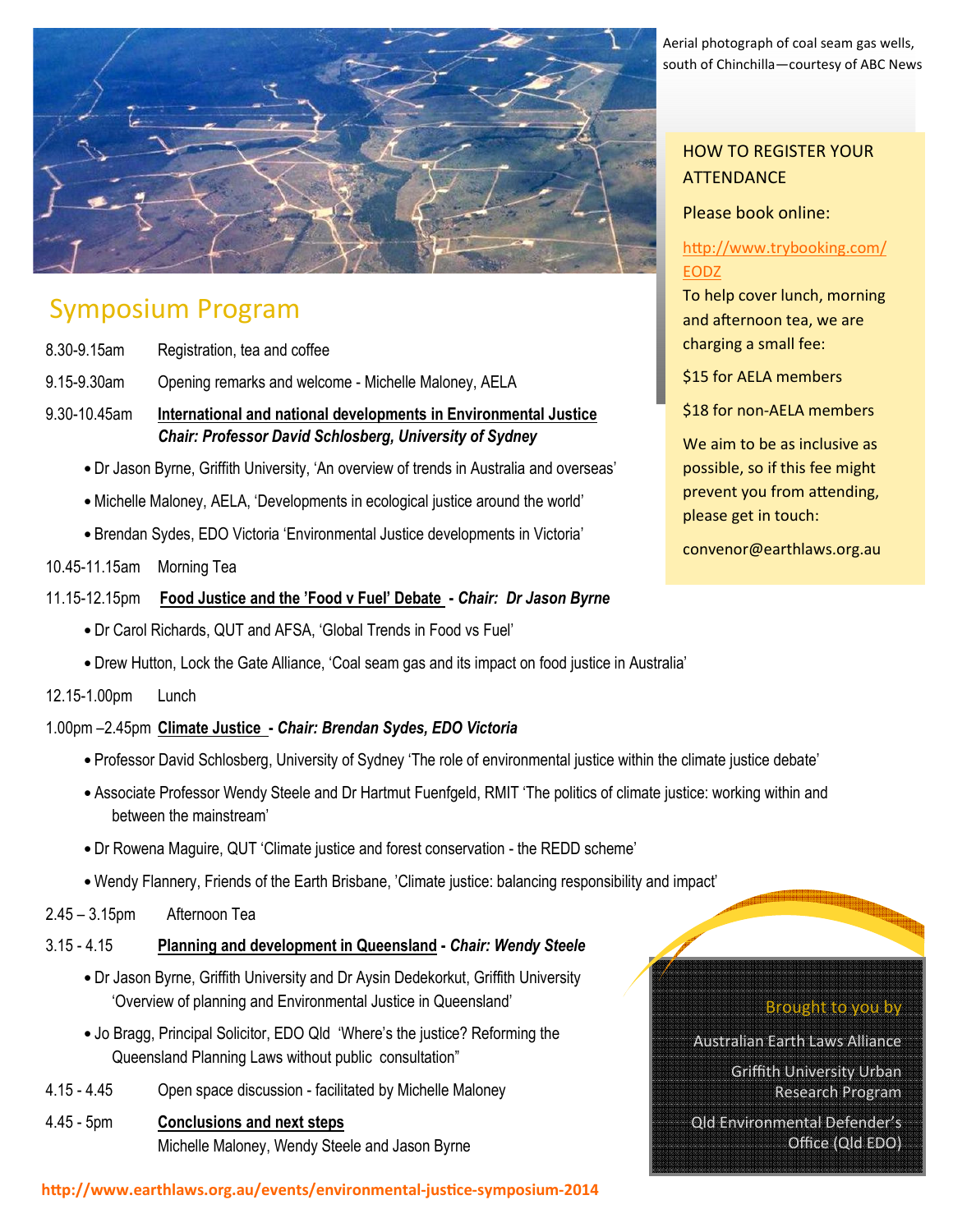Aerial photograph of coal seam gas wells, south of Chinchilla—courtesy of ABC News

## Symposium Program

8.30-9.15am Registration, tea and coffee

9.15-9.30am Opening remarks and welcome - Michelle Maloney, AELA

9.30-10.45am **International and national developments in Environmental Justice**
***Chair: Professor David Schlosberg, University of Sydney***

- Dr Jason Byrne, Griffith University, 'An overview of trends in Australia and overseas'
- Michelle Maloney, AELA, 'Developments in ecological justice around the world'
- Brendan Sydes, EDO Victoria 'Environmental Justice developments in Victoria'

10.45-11.15am Morning Tea

11.15-12.15pm **Food Justice and the 'Food v Fuel' Debate** - ***Chair: Dr Jason Byrne***

- Dr Carol Richards, QUT and AFSA, 'Global Trends in Food vs Fuel'
- Drew Hutton, Lock the Gate Alliance, 'Coal seam gas and its impact on food justice in Australia'

12.15-1.00pm Lunch

1.00pm –2.45pm **Climate Justice** - ***Chair: Brendan Sydes, EDO Victoria***

- Professor David Schlosberg, University of Sydney 'The role of environmental justice within the climate justice debate'
- Associate Professor Wendy Steele and Dr Hartmut Fuenfgeld, RMIT 'The politics of climate justice: working within and between the mainstream'
- Dr Rowena Maguire, QUT 'Climate justice and forest conservation - the REDD scheme'
- Wendy Flannery, Friends of the Earth Brisbane, 'Climate justice: balancing responsibility and impact'

2.45 – 3.15pm Afternoon Tea

3.15 - 4.15 **Planning and development in Queensland** - ***Chair: Wendy Steele***

- Dr Jason Byrne, Griffith University and Dr Aysin Dedekorkut, Griffith University 'Overview of planning and Environmental Justice in Queensland'
- Jo Bragg, Principal Solicitor, EDO Qld 'Where's the justice? Reforming the Queensland Planning Laws without public consultation"

4.15 - 4.45 Open space discussion - facilitated by Michelle Maloney

4.45 - 5pm **Conclusions and next steps**
Michelle Maloney, Wendy Steele and Jason Byrne

HOW TO REGISTER YOUR ATTENDANCE

Please book online:

http://www.trybooking.com/EODZ

To help cover lunch, morning and afternoon tea, we are charging a small fee:

$15 for AELA members

$18 for non-AELA members

We aim to be as inclusive as possible, so if this fee might prevent you from attending, please get in touch:

convenor@earthlaws.org.au

Brought to you by

Australian Earth Laws Alliance

Griffith University Urban Research Program

Qld Environmental Defender's Office (Qld EDO)

http://www.earthlaws.org.au/events/environmental-justice-symposium-2014